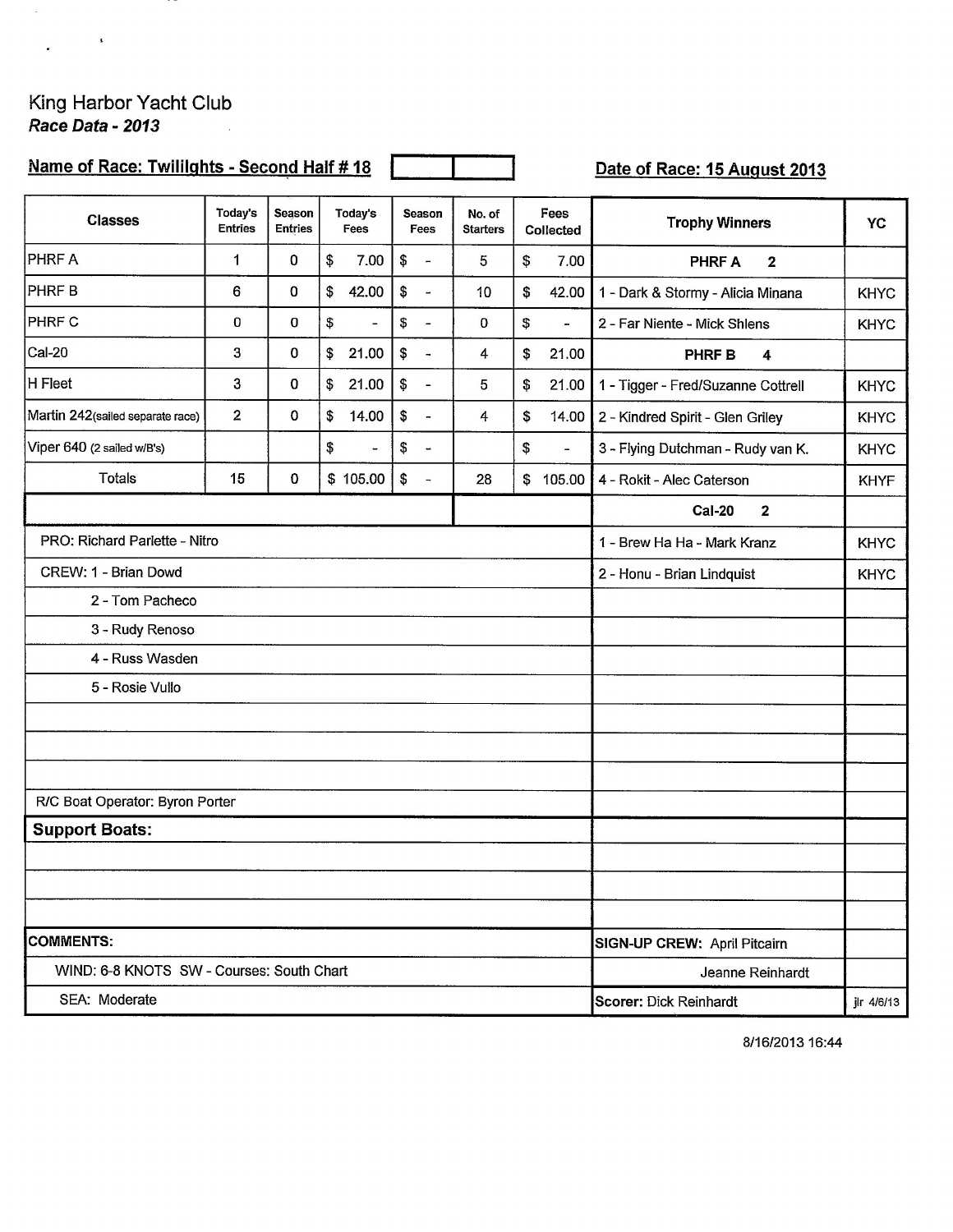King Harbor Yacht Club

***Race Data - 2013***

**Name of Race: Twilights - Second Half # 18**

**Date of Race: 15 August 2013**

| Classes | Today's Entries | Season Entries | Today's Fees | Season Fees | No. of Starters | Fees Collected | Trophy Winners | YC |
|---|---|---|---|---|---|---|---|---|
| PHRF A | 1 | 0 | $ 7.00 | $ - | 5 | $ 7.00 | **PHRF A 2** | |
| PHRF B | 6 | 0 | $ 42.00 | $ - | 10 | $ 42.00 | 1 - Dark & Stormy - Alicia Minana | KHYC |
| PHRF C | 0 | 0 | $ - | $ - | 0 | $ - | 2 - Far Niente - Mick Shlens | KHYC |
| Cal-20 | 3 | 0 | $ 21.00 | $ - | 4 | $ 21.00 | **PHRF B 4** | |
| H Fleet | 3 | 0 | $ 21.00 | $ - | 5 | $ 21.00 | 1 - Tigger - Fred/Suzanne Cottrell | KHYC |
| Martin 242(sailed separate race) | 2 | 0 | $ 14.00 | $ - | 4 | $ 14.00 | 2 - Kindred Spirit - Glen Griley | KHYC |
| Viper 640 (2 sailed w/B's) | | | $ - | $ - | | $ - | 3 - Flying Dutchman - Rudy van K. | KHYC |
| Totals | 15 | 0 | $ 105.00 | $ - | 28 | $ 105.00 | 4 - Rokit - Alec Caterson | KHYF |
| | | | | | | | **Cal-20 2** | |
| PRO: Richard Parlette - Nitro | | | | | | | 1 - Brew Ha Ha - Mark Kranz | KHYC |
| CREW: 1 - Brian Dowd | | | | | | | 2 - Honu - Brian Lindquist | KHYC |
| 2 - Tom Pacheco | | | | | | | | |
| 3 - Rudy Renoso | | | | | | | | |
| 4 - Russ Wasden | | | | | | | | |
| 5 - Rosie Vullo | | | | | | | | |
| R/C Boat Operator: Byron Porter | | | | | | | | |
| **Support Boats:** | | | | | | | | |
| **COMMENTS:** | | | | | | | **SIGN-UP CREW:** April Pitcairn | |
| WIND: 6-8 KNOTS SW - Courses: South Chart | | | | | | | Jeanne Reinhardt | |
| SEA: Moderate | | | | | | | **Scorer:** Dick Reinhardt | jlr 4/6/13 |

8/16/2013 16:44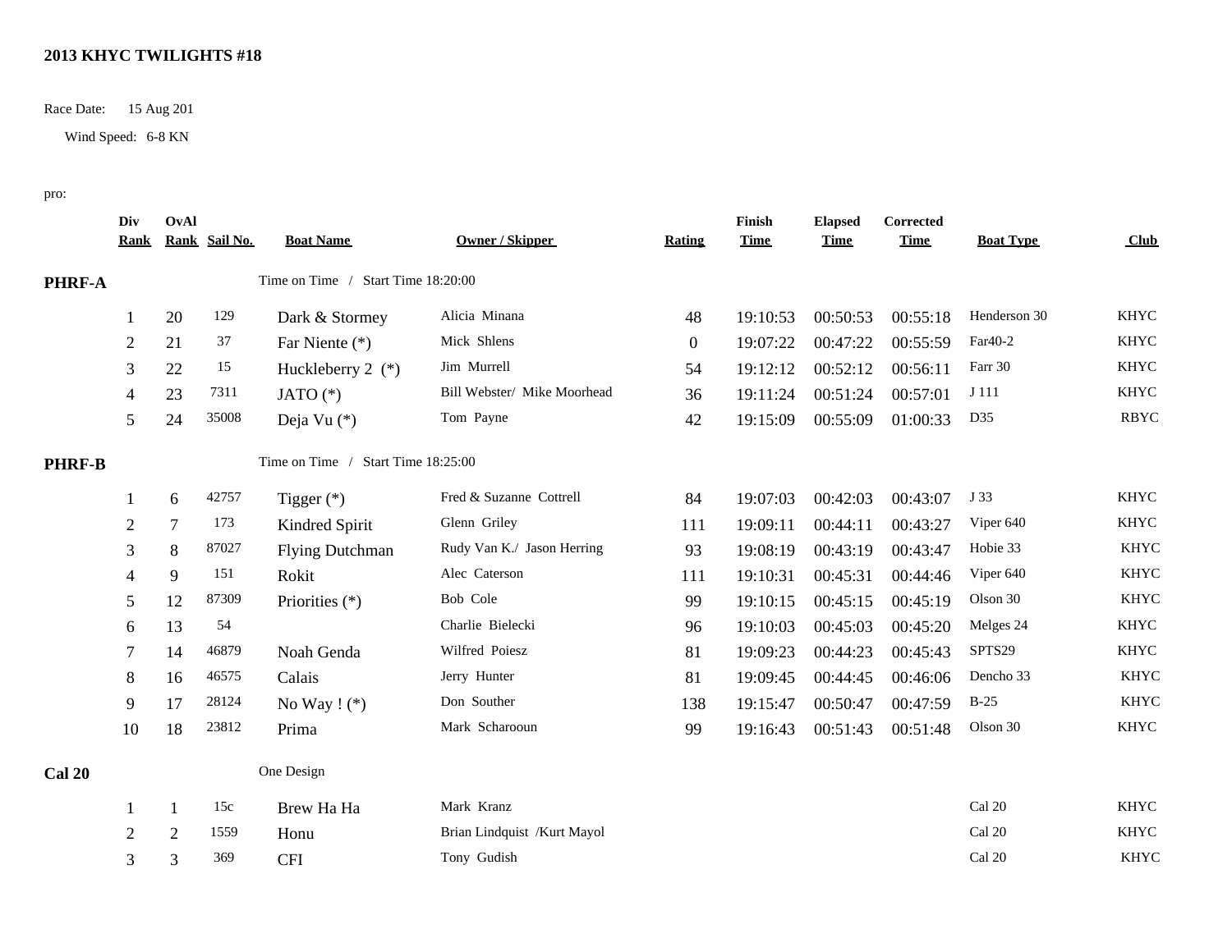**2013 KHYC TWILIGHTS #18**

Race Date: 15 Aug 201

Wind Speed: 6-8 KN

pro:

| Div Rank | OvAl Rank | Sail No. | Boat Name | Owner / Skipper | Rating | Finish Time | Elapsed Time | Corrected Time | Boat Type | Club |
|---|---|---|---|---|---|---|---|---|---|---|
| **PHRF-A** | | | Time on Time / Start Time 18:20:00 | | | | | | | |
| 1 | 20 | 129 | Dark & Stormey | Alicia Minana | 48 | 19:10:53 | 00:50:53 | 00:55:18 | Henderson 30 | KHYC |
| 2 | 21 | 37 | Far Niente (*) | Mick Shlens | 0 | 19:07:22 | 00:47:22 | 00:55:59 | Far40-2 | KHYC |
| 3 | 22 | 15 | Huckleberry 2 (*) | Jim Murrell | 54 | 19:12:12 | 00:52:12 | 00:56:11 | Farr 30 | KHYC |
| 4 | 23 | 7311 | JATO (*) | Bill Webster/ Mike Moorhead | 36 | 19:11:24 | 00:51:24 | 00:57:01 | J 111 | KHYC |
| 5 | 24 | 35008 | Deja Vu (*) | Tom Payne | 42 | 19:15:09 | 00:55:09 | 01:00:33 | D35 | RBYC |
| **PHRF-B** | | | Time on Time / Start Time 18:25:00 | | | | | | | |
| 1 | 6 | 42757 | Tigger (*) | Fred & Suzanne Cottrell | 84 | 19:07:03 | 00:42:03 | 00:43:07 | J 33 | KHYC |
| 2 | 7 | 173 | Kindred Spirit | Glenn Griley | 111 | 19:09:11 | 00:44:11 | 00:43:27 | Viper 640 | KHYC |
| 3 | 8 | 87027 | Flying Dutchman | Rudy Van K./ Jason Herring | 93 | 19:08:19 | 00:43:19 | 00:43:47 | Hobie 33 | KHYC |
| 4 | 9 | 151 | Rokit | Alec Caterson | 111 | 19:10:31 | 00:45:31 | 00:44:46 | Viper 640 | KHYC |
| 5 | 12 | 87309 | Priorities (*) | Bob Cole | 99 | 19:10:15 | 00:45:15 | 00:45:19 | Olson 30 | KHYC |
| 6 | 13 | 54 | | Charlie Bielecki | 96 | 19:10:03 | 00:45:03 | 00:45:20 | Melges 24 | KHYC |
| 7 | 14 | 46879 | Noah Genda | Wilfred Poiesz | 81 | 19:09:23 | 00:44:23 | 00:45:43 | SPTS29 | KHYC |
| 8 | 16 | 46575 | Calais | Jerry Hunter | 81 | 19:09:45 | 00:44:45 | 00:46:06 | Dencho 33 | KHYC |
| 9 | 17 | 28124 | No Way ! (*) | Don Souther | 138 | 19:15:47 | 00:50:47 | 00:47:59 | B-25 | KHYC |
| 10 | 18 | 23812 | Prima | Mark Scharooun | 99 | 19:16:43 | 00:51:43 | 00:51:48 | Olson 30 | KHYC |
| **Cal 20** | | | One Design | | | | | | | |
| 1 | 1 | 15c | Brew Ha Ha | Mark Kranz | | | | | Cal 20 | KHYC |
| 2 | 2 | 1559 | Honu | Brian Lindquist /Kurt Mayol | | | | | Cal 20 | KHYC |
| 3 | 3 | 369 | CFI | Tony Gudish | | | | | Cal 20 | KHYC |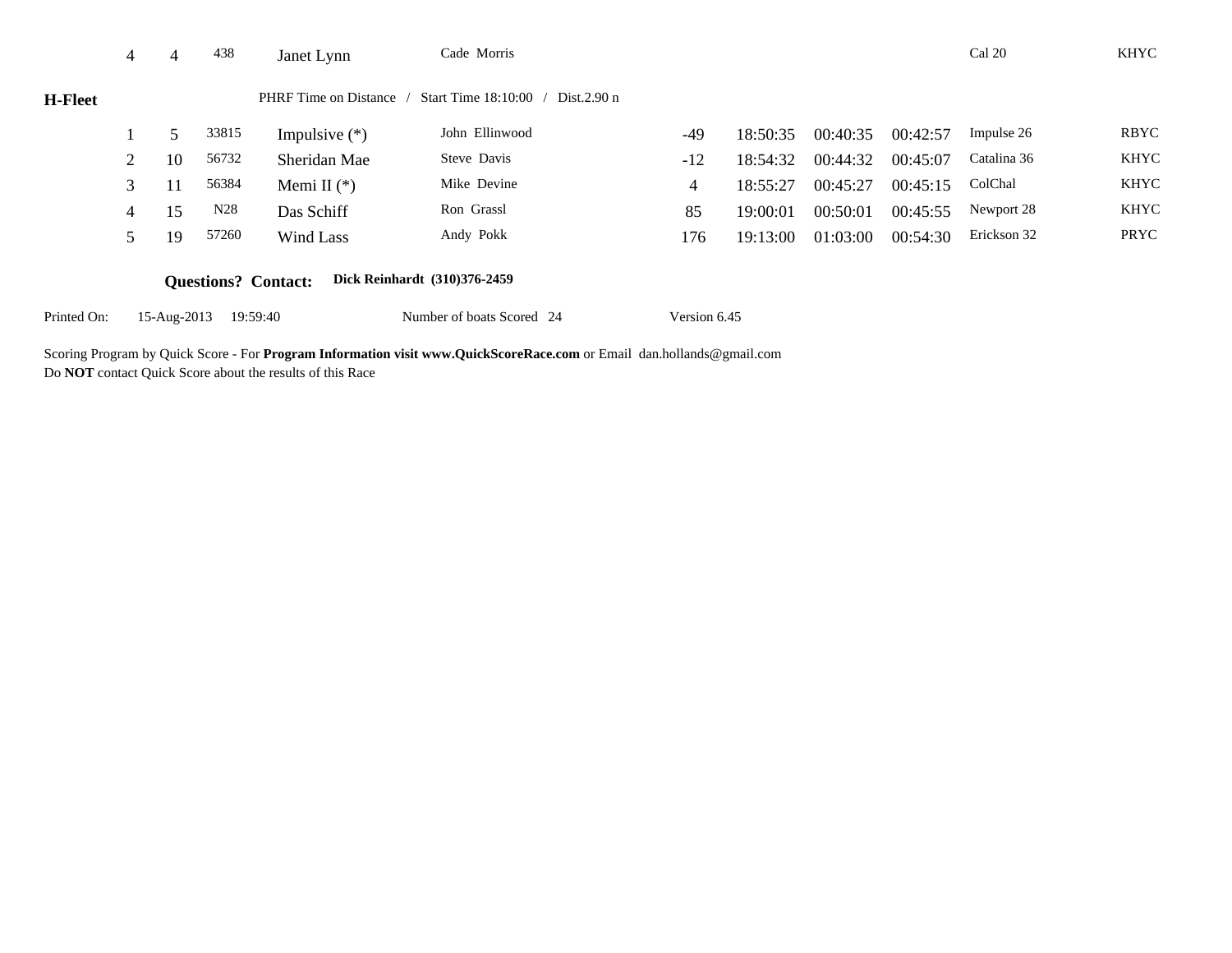| | | | | | | | | | | |
|---|---|---|---|---|---|---|---|---|---|---|
| 4 | 4 | 438 | Janet Lynn | Cade Morris | | | | | Cal 20 | KHYC |

**H-Fleet** PHRF Time on Distance / Start Time 18:10:00 / Dist.2.90 n

| | | | | | | | | | | |
|---|---|---|---|---|---|---|---|---|---|---|
| 1 | 5 | 33815 | Impulsive (*) | John Ellinwood | -49 | 18:50:35 | 00:40:35 | 00:42:57 | Impulse 26 | RBYC |
| 2 | 10 | 56732 | Sheridan Mae | Steve Davis | -12 | 18:54:32 | 00:44:32 | 00:45:07 | Catalina 36 | KHYC |
| 3 | 11 | 56384 | Memi II (*) | Mike Devine | 4 | 18:55:27 | 00:45:27 | 00:45:15 | ColChal | KHYC |
| 4 | 15 | N28 | Das Schiff | Ron Grassl | 85 | 19:00:01 | 00:50:01 | 00:45:55 | Newport 28 | KHYC |
| 5 | 19 | 57260 | Wind Lass | Andy Pokk | 176 | 19:13:00 | 01:03:00 | 00:54:30 | Erickson 32 | PRYC |

**Questions? Contact:** **Dick Reinhardt (310)376-2459**

Printed On: 15-Aug-2013 19:59:40 Number of boats Scored 24 Version 6.45

Scoring Program by Quick Score - For **Program Information visit www.QuickScoreRace.com** or Email dan.hollands@gmail.com
Do **NOT** contact Quick Score about the results of this Race